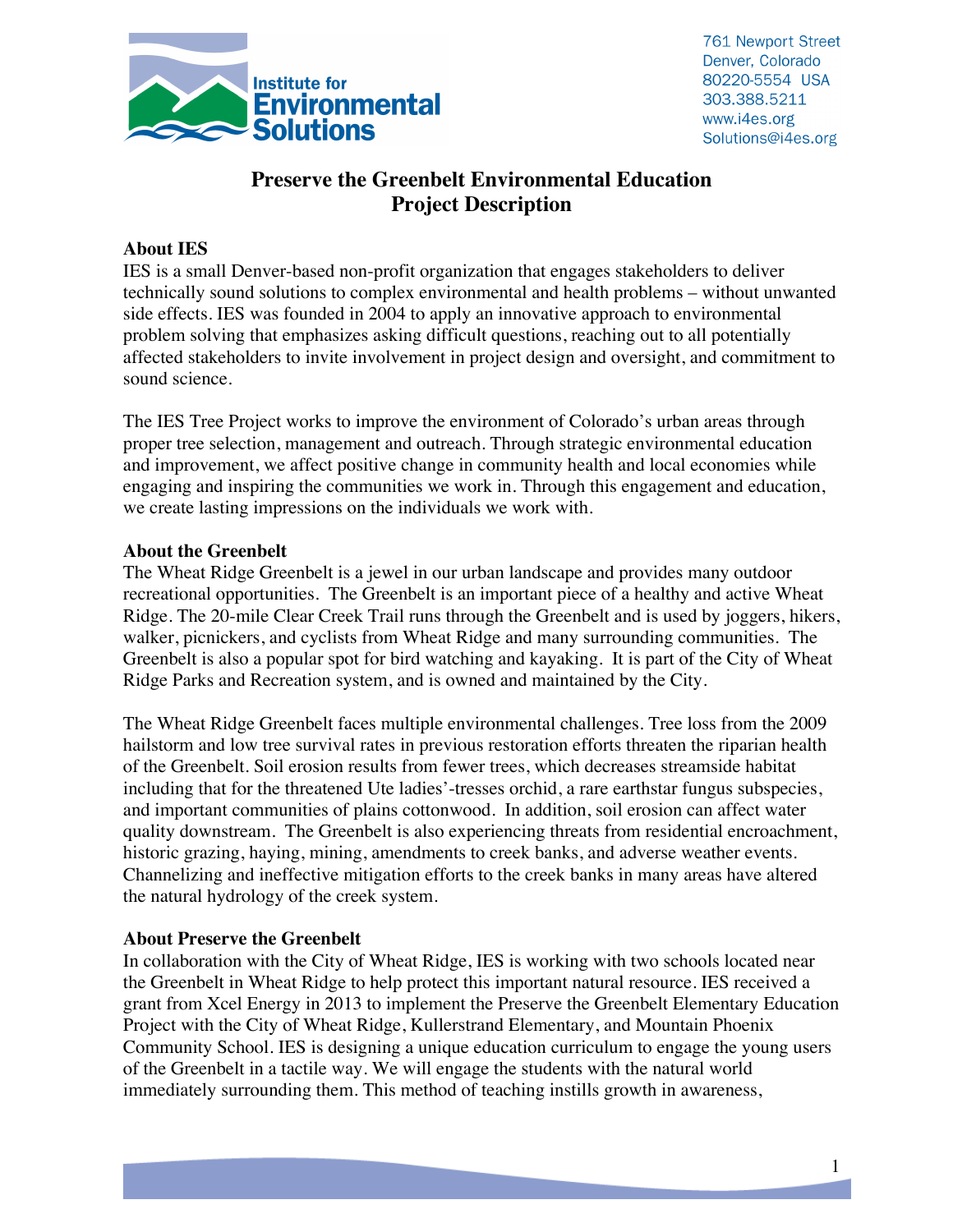Institute for Environmental Solutions

761 Newport Street
Denver, Colorado
80220-5554 USA
303.388.5211
www.i4es.org
Solutions@i4es.org

# Preserve the Greenbelt Environmental Education Project Description

## About IES

IES is a small Denver-based non-profit organization that engages stakeholders to deliver technically sound solutions to complex environmental and health problems – without unwanted side effects. IES was founded in 2004 to apply an innovative approach to environmental problem solving that emphasizes asking difficult questions, reaching out to all potentially affected stakeholders to invite involvement in project design and oversight, and commitment to sound science.

The IES Tree Project works to improve the environment of Colorado's urban areas through proper tree selection, management and outreach. Through strategic environmental education and improvement, we affect positive change in community health and local economies while engaging and inspiring the communities we work in. Through this engagement and education, we create lasting impressions on the individuals we work with.

## About the Greenbelt

The Wheat Ridge Greenbelt is a jewel in our urban landscape and provides many outdoor recreational opportunities. The Greenbelt is an important piece of a healthy and active Wheat Ridge. The 20-mile Clear Creek Trail runs through the Greenbelt and is used by joggers, hikers, walker, picnickers, and cyclists from Wheat Ridge and many surrounding communities. The Greenbelt is also a popular spot for bird watching and kayaking. It is part of the City of Wheat Ridge Parks and Recreation system, and is owned and maintained by the City.

The Wheat Ridge Greenbelt faces multiple environmental challenges. Tree loss from the 2009 hailstorm and low tree survival rates in previous restoration efforts threaten the riparian health of the Greenbelt. Soil erosion results from fewer trees, which decreases streamside habitat including that for the threatened Ute ladies'-tresses orchid, a rare earthstar fungus subspecies, and important communities of plains cottonwood. In addition, soil erosion can affect water quality downstream. The Greenbelt is also experiencing threats from residential encroachment, historic grazing, haying, mining, amendments to creek banks, and adverse weather events. Channelizing and ineffective mitigation efforts to the creek banks in many areas have altered the natural hydrology of the creek system.

## About Preserve the Greenbelt

In collaboration with the City of Wheat Ridge, IES is working with two schools located near the Greenbelt in Wheat Ridge to help protect this important natural resource. IES received a grant from Xcel Energy in 2013 to implement the Preserve the Greenbelt Elementary Education Project with the City of Wheat Ridge, Kullerstrand Elementary, and Mountain Phoenix Community School. IES is designing a unique education curriculum to engage the young users of the Greenbelt in a tactile way. We will engage the students with the natural world immediately surrounding them. This method of teaching instills growth in awareness,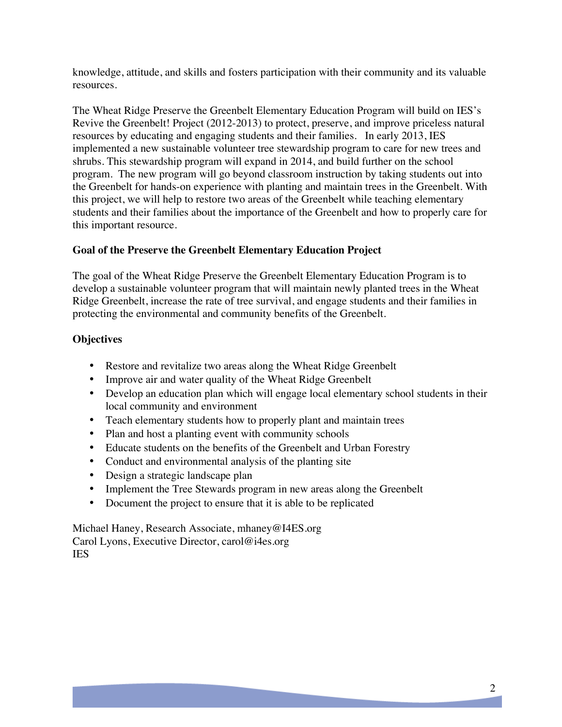knowledge, attitude, and skills and fosters participation with their community and its valuable resources.

The Wheat Ridge Preserve the Greenbelt Elementary Education Program will build on IES's Revive the Greenbelt! Project (2012-2013) to protect, preserve, and improve priceless natural resources by educating and engaging students and their families. In early 2013, IES implemented a new sustainable volunteer tree stewardship program to care for new trees and shrubs. This stewardship program will expand in 2014, and build further on the school program. The new program will go beyond classroom instruction by taking students out into the Greenbelt for hands-on experience with planting and maintain trees in the Greenbelt. With this project, we will help to restore two areas of the Greenbelt while teaching elementary students and their families about the importance of the Greenbelt and how to properly care for this important resource.

**Goal of the Preserve the Greenbelt Elementary Education Project**

The goal of the Wheat Ridge Preserve the Greenbelt Elementary Education Program is to develop a sustainable volunteer program that will maintain newly planted trees in the Wheat Ridge Greenbelt, increase the rate of tree survival, and engage students and their families in protecting the environmental and community benefits of the Greenbelt.

**Objectives**

- Restore and revitalize two areas along the Wheat Ridge Greenbelt
- Improve air and water quality of the Wheat Ridge Greenbelt
- Develop an education plan which will engage local elementary school students in their local community and environment
- Teach elementary students how to properly plant and maintain trees
- Plan and host a planting event with community schools
- Educate students on the benefits of the Greenbelt and Urban Forestry
- Conduct and environmental analysis of the planting site
- Design a strategic landscape plan
- Implement the Tree Stewards program in new areas along the Greenbelt
- Document the project to ensure that it is able to be replicated

Michael Haney, Research Associate, mhaney@I4ES.org
Carol Lyons, Executive Director, carol@i4es.org
IES